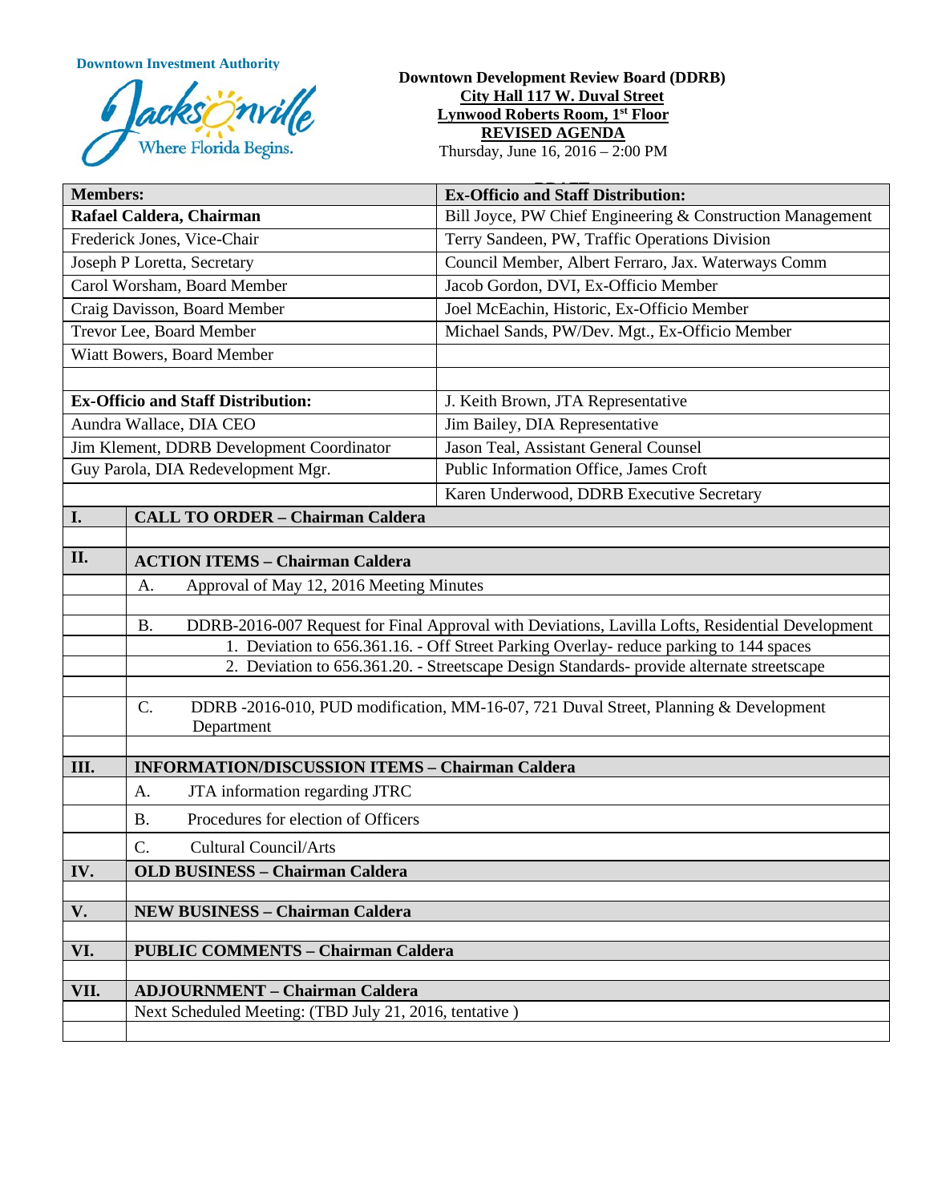Downtown Investment Authority

Jacksonville Where Florida Begins.

**Downtown Development Review Board (DDRB)**
**City Hall 117 W. Duval Street**
**Lynwood Roberts Room, 1st Floor**
**REVISED AGENDA**
Thursday, June 16, 2016 – 2:00 PM

| **Members:** | **Ex-Officio and Staff Distribution:** |
|---|---|
| **Rafael Caldera, Chairman** | Bill Joyce, PW Chief Engineering & Construction Management |
| Frederick Jones, Vice-Chair | Terry Sandeen, PW, Traffic Operations Division |
| Joseph P Loretta, Secretary | Council Member, Albert Ferraro, Jax. Waterways Comm |
| Carol Worsham, Board Member | Jacob Gordon, DVI, Ex-Officio Member |
| Craig Davisson, Board Member | Joel McEachin, Historic, Ex-Officio Member |
| Trevor Lee, Board Member | Michael Sands, PW/Dev. Mgt., Ex-Officio Member |
| Wiatt Bowers, Board Member | |
| | |
| **Ex-Officio and Staff Distribution:** | J. Keith Brown, JTA Representative |
| Aundra Wallace, DIA CEO | Jim Bailey, DIA Representative |
| Jim Klement, DDRB Development Coordinator | Jason Teal, Assistant General Counsel |
| Guy Parola, DIA Redevelopment Mgr. | Public Information Office, James Croft |
| | Karen Underwood, DDRB Executive Secretary |

| | |
|---|---|
| **I.** | **CALL TO ORDER – Chairman Caldera** |
| | |
| **II.** | **ACTION ITEMS – Chairman Caldera** |
| | A. Approval of May 12, 2016 Meeting Minutes |
| | |
| | B. DDRB-2016-007 Request for Final Approval with Deviations, Lavilla Lofts, Residential Development |
| | 1. Deviation to 656.361.16. - Off Street Parking Overlay- reduce parking to 144 spaces |
| | 2. Deviation to 656.361.20. - Streetscape Design Standards- provide alternate streetscape |
| | |
| | C. DDRB -2016-010, PUD modification, MM-16-07, 721 Duval Street, Planning & Development Department |
| | |
| **III.** | **INFORMATION/DISCUSSION ITEMS – Chairman Caldera** |
| | A. JTA information regarding JTRC |
| | B. Procedures for election of Officers |
| | C. Cultural Council/Arts |
| **IV.** | **OLD BUSINESS – Chairman Caldera** |
| | |
| **V.** | **NEW BUSINESS – Chairman Caldera** |
| | |
| **VI.** | **PUBLIC COMMENTS – Chairman Caldera** |
| | |
| **VII.** | **ADJOURNMENT – Chairman Caldera** |
| | Next Scheduled Meeting: (TBD July 21, 2016, tentative ) |
| | |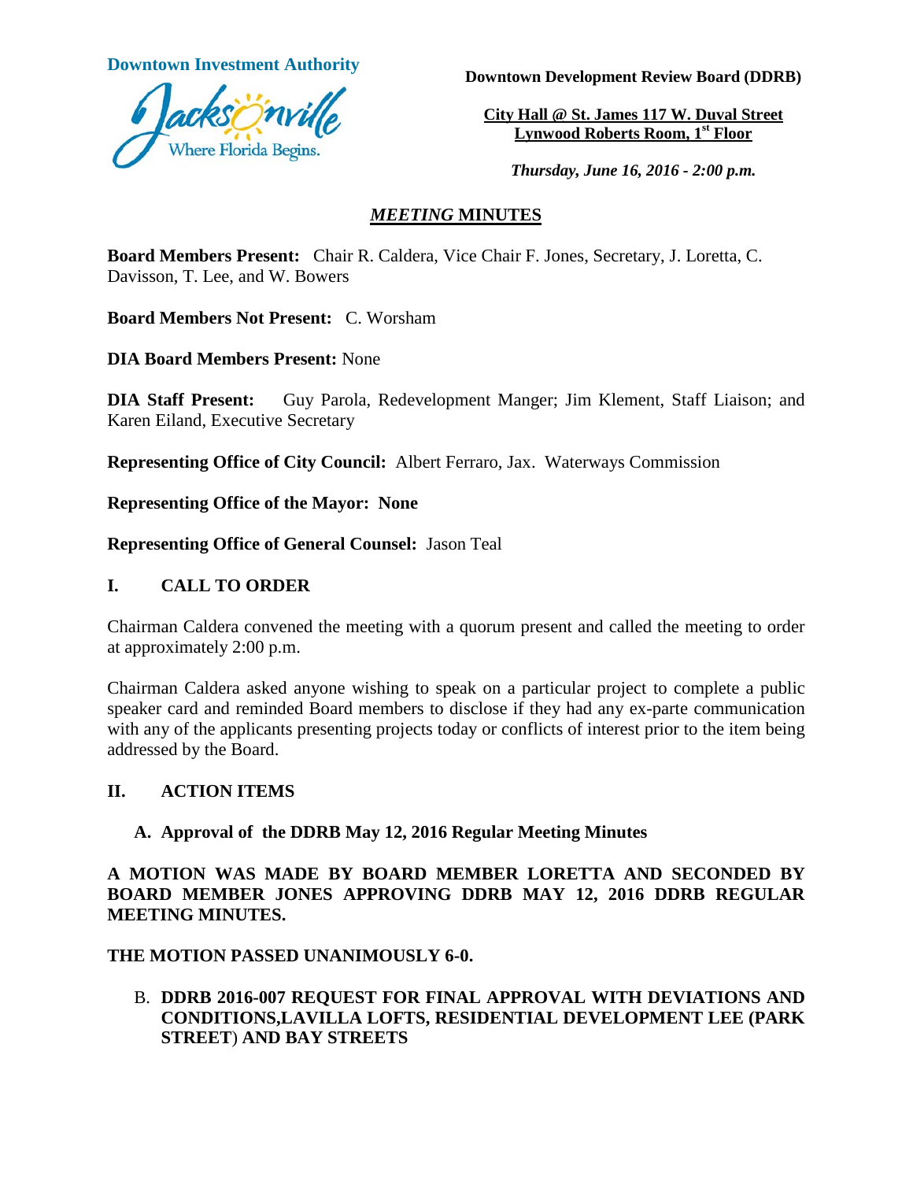**Downtown Investment Authority**

**Downtown Development Review Board (DDRB)**

**City Hall @ St. James 117 W. Duval Street**
**Lynwood Roberts Room, 1st Floor**

*Thursday, June 16, 2016 - 2:00 p.m.*

## *MEETING* MINUTES

**Board Members Present:** Chair R. Caldera, Vice Chair F. Jones, Secretary, J. Loretta, C. Davisson, T. Lee, and W. Bowers

**Board Members Not Present:** C. Worsham

**DIA Board Members Present:** None

**DIA Staff Present:** Guy Parola, Redevelopment Manger; Jim Klement, Staff Liaison; and Karen Eiland, Executive Secretary

**Representing Office of City Council:** Albert Ferraro, Jax. Waterways Commission

**Representing Office of the Mayor: None**

**Representing Office of General Counsel:** Jason Teal

### I. CALL TO ORDER

Chairman Caldera convened the meeting with a quorum present and called the meeting to order at approximately 2:00 p.m.

Chairman Caldera asked anyone wishing to speak on a particular project to complete a public speaker card and reminded Board members to disclose if they had any ex-parte communication with any of the applicants presenting projects today or conflicts of interest prior to the item being addressed by the Board.

### II. ACTION ITEMS

**A. Approval of the DDRB May 12, 2016 Regular Meeting Minutes**

**A MOTION WAS MADE BY BOARD MEMBER LORETTA AND SECONDED BY BOARD MEMBER JONES APPROVING DDRB MAY 12, 2016 DDRB REGULAR MEETING MINUTES.**

**THE MOTION PASSED UNANIMOUSLY 6-0.**

B. **DDRB 2016-007 REQUEST FOR FINAL APPROVAL WITH DEVIATIONS AND CONDITIONS,LAVILLA LOFTS, RESIDENTIAL DEVELOPMENT LEE (PARK STREET) AND BAY STREETS**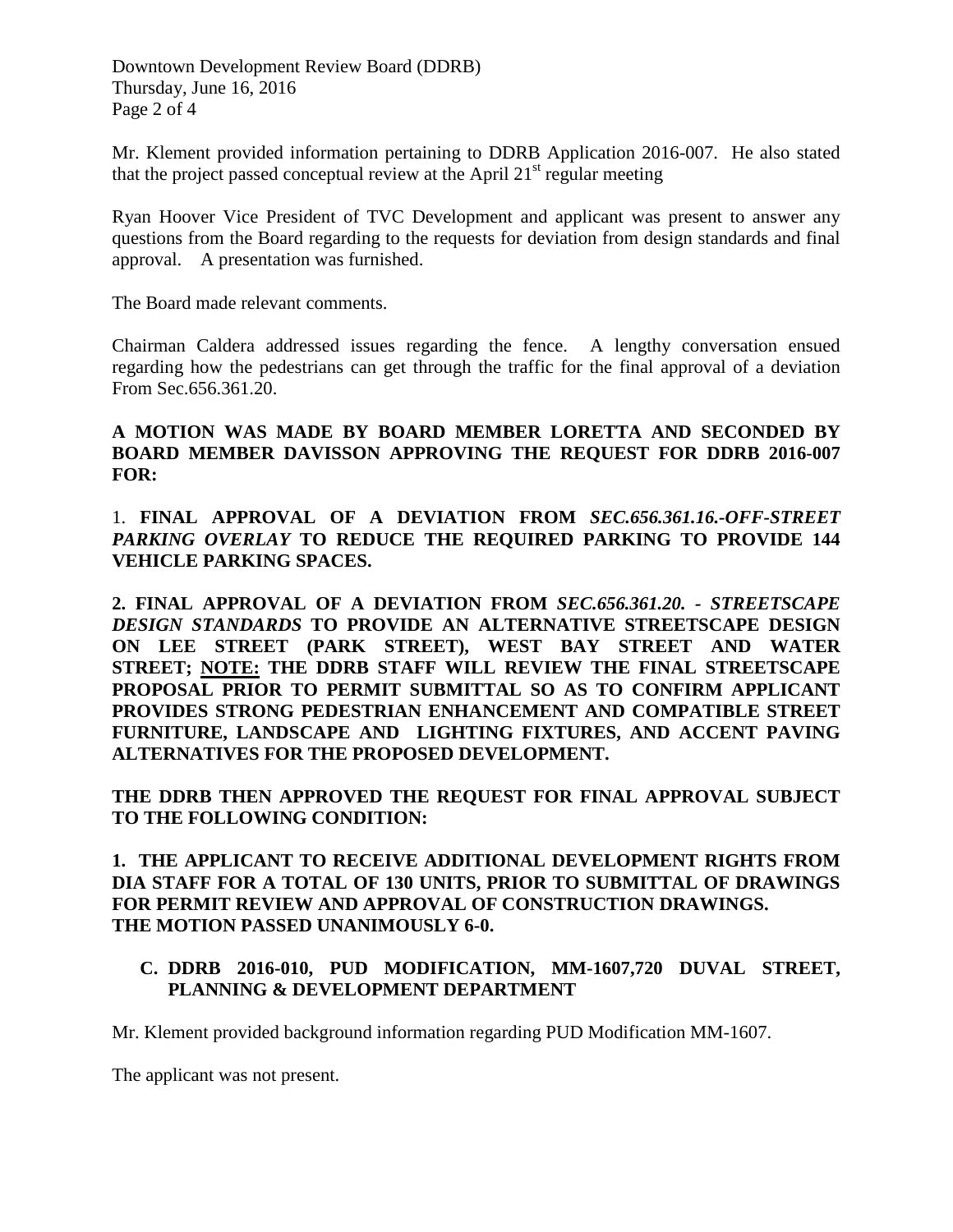Mr. Klement provided information pertaining to DDRB Application 2016-007. He also stated that the project passed conceptual review at the April 21st regular meeting

Ryan Hoover Vice President of TVC Development and applicant was present to answer any questions from the Board regarding to the requests for deviation from design standards and final approval. A presentation was furnished.

The Board made relevant comments.

Chairman Caldera addressed issues regarding the fence. A lengthy conversation ensued regarding how the pedestrians can get through the traffic for the final approval of a deviation From Sec.656.361.20.

**A MOTION WAS MADE BY BOARD MEMBER LORETTA AND SECONDED BY BOARD MEMBER DAVISSON APPROVING THE REQUEST FOR DDRB 2016-007 FOR:**

1. **FINAL APPROVAL OF A DEVIATION FROM *SEC.656.361.16.-OFF-STREET PARKING OVERLAY* TO REDUCE THE REQUIRED PARKING TO PROVIDE 144 VEHICLE PARKING SPACES.**

**2. FINAL APPROVAL OF A DEVIATION FROM *SEC.656.361.20. - STREETSCAPE DESIGN STANDARDS* TO PROVIDE AN ALTERNATIVE STREETSCAPE DESIGN ON LEE STREET (PARK STREET), WEST BAY STREET AND WATER STREET; <u>NOTE:</u> THE DDRB STAFF WILL REVIEW THE FINAL STREETSCAPE PROPOSAL PRIOR TO PERMIT SUBMITTAL SO AS TO CONFIRM APPLICANT PROVIDES STRONG PEDESTRIAN ENHANCEMENT AND COMPATIBLE STREET FURNITURE, LANDSCAPE AND LIGHTING FIXTURES, AND ACCENT PAVING ALTERNATIVES FOR THE PROPOSED DEVELOPMENT.**

**THE DDRB THEN APPROVED THE REQUEST FOR FINAL APPROVAL SUBJECT TO THE FOLLOWING CONDITION:**

**1. THE APPLICANT TO RECEIVE ADDITIONAL DEVELOPMENT RIGHTS FROM DIA STAFF FOR A TOTAL OF 130 UNITS, PRIOR TO SUBMITTAL OF DRAWINGS FOR PERMIT REVIEW AND APPROVAL OF CONSTRUCTION DRAWINGS.**
**THE MOTION PASSED UNANIMOUSLY 6-0.**

**C. DDRB 2016-010, PUD MODIFICATION, MM-1607,720 DUVAL STREET, PLANNING & DEVELOPMENT DEPARTMENT**

Mr. Klement provided background information regarding PUD Modification MM-1607.

The applicant was not present.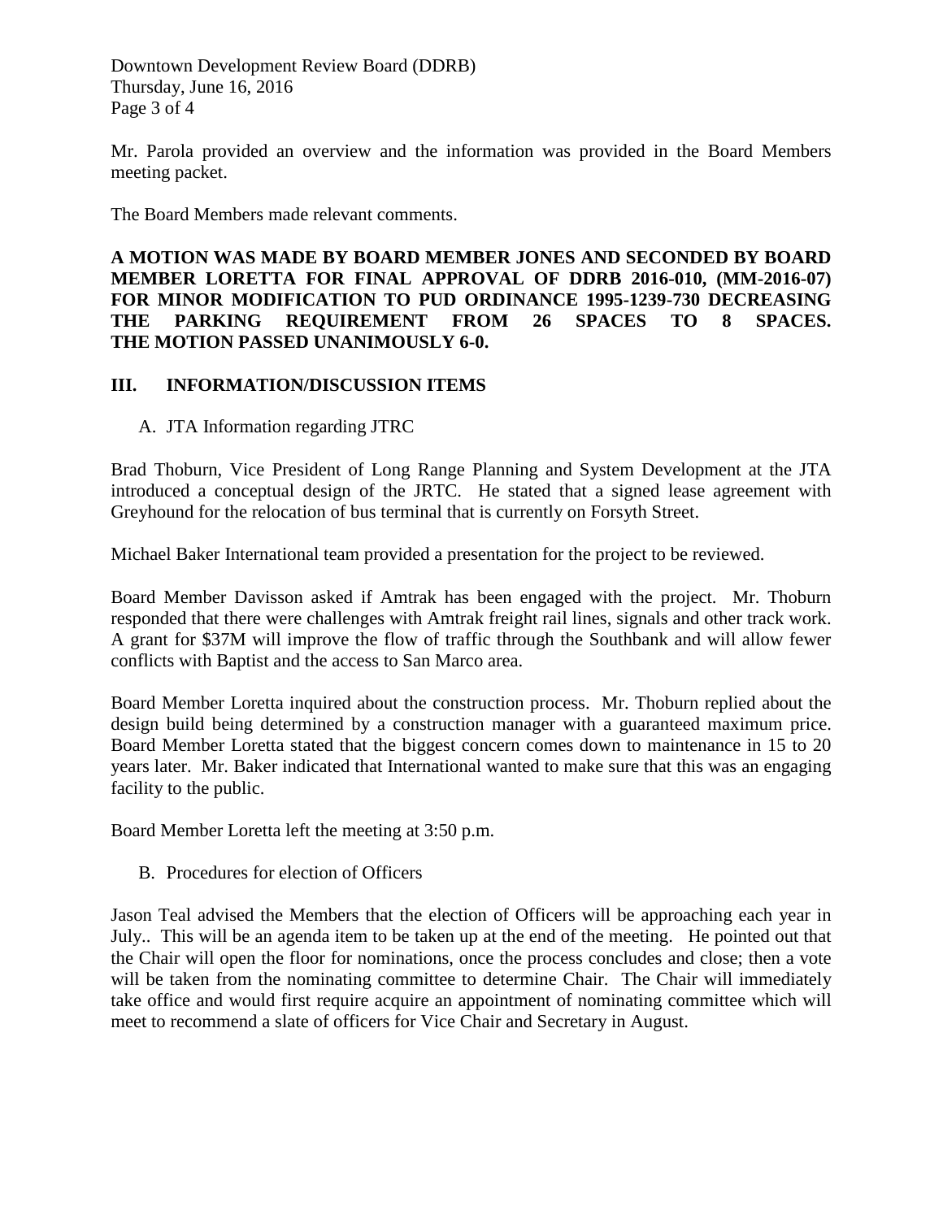Mr. Parola provided an overview and the information was provided in the Board Members meeting packet.

The Board Members made relevant comments.

**A MOTION WAS MADE BY BOARD MEMBER JONES AND SECONDED BY BOARD MEMBER LORETTA FOR FINAL APPROVAL OF DDRB 2016-010, (MM-2016-07) FOR MINOR MODIFICATION TO PUD ORDINANCE 1995-1239-730 DECREASING THE PARKING REQUIREMENT FROM 26 SPACES TO 8 SPACES. THE MOTION PASSED UNANIMOUSLY 6-0.**

## III. INFORMATION/DISCUSSION ITEMS

A. JTA Information regarding JTRC

Brad Thoburn, Vice President of Long Range Planning and System Development at the JTA introduced a conceptual design of the JRTC. He stated that a signed lease agreement with Greyhound for the relocation of bus terminal that is currently on Forsyth Street.

Michael Baker International team provided a presentation for the project to be reviewed.

Board Member Davisson asked if Amtrak has been engaged with the project. Mr. Thoburn responded that there were challenges with Amtrak freight rail lines, signals and other track work. A grant for $37M will improve the flow of traffic through the Southbank and will allow fewer conflicts with Baptist and the access to San Marco area.

Board Member Loretta inquired about the construction process. Mr. Thoburn replied about the design build being determined by a construction manager with a guaranteed maximum price. Board Member Loretta stated that the biggest concern comes down to maintenance in 15 to 20 years later. Mr. Baker indicated that International wanted to make sure that this was an engaging facility to the public.

Board Member Loretta left the meeting at 3:50 p.m.

B. Procedures for election of Officers

Jason Teal advised the Members that the election of Officers will be approaching each year in July.. This will be an agenda item to be taken up at the end of the meeting. He pointed out that the Chair will open the floor for nominations, once the process concludes and close; then a vote will be taken from the nominating committee to determine Chair. The Chair will immediately take office and would first require acquire an appointment of nominating committee which will meet to recommend a slate of officers for Vice Chair and Secretary in August.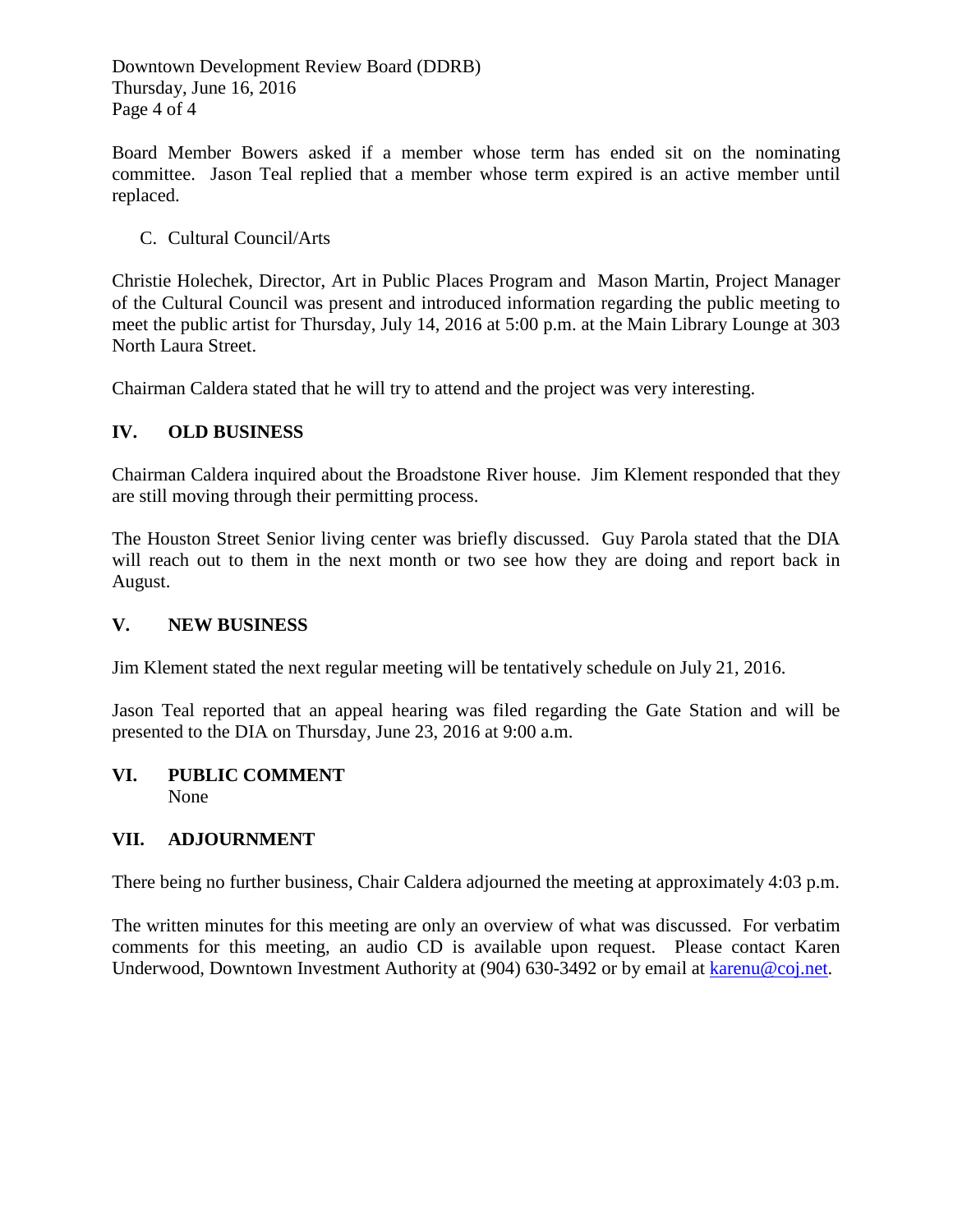Board Member Bowers asked if a member whose term has ended sit on the nominating committee. Jason Teal replied that a member whose term expired is an active member until replaced.

C. Cultural Council/Arts

Christie Holechek, Director, Art in Public Places Program and Mason Martin, Project Manager of the Cultural Council was present and introduced information regarding the public meeting to meet the public artist for Thursday, July 14, 2016 at 5:00 p.m. at the Main Library Lounge at 303 North Laura Street.

Chairman Caldera stated that he will try to attend and the project was very interesting.

## IV. OLD BUSINESS

Chairman Caldera inquired about the Broadstone River house. Jim Klement responded that they are still moving through their permitting process.

The Houston Street Senior living center was briefly discussed. Guy Parola stated that the DIA will reach out to them in the next month or two see how they are doing and report back in August.

## V. NEW BUSINESS

Jim Klement stated the next regular meeting will be tentatively schedule on July 21, 2016.

Jason Teal reported that an appeal hearing was filed regarding the Gate Station and will be presented to the DIA on Thursday, June 23, 2016 at 9:00 a.m.

## VI. PUBLIC COMMENT

None

## VII. ADJOURNMENT

There being no further business, Chair Caldera adjourned the meeting at approximately 4:03 p.m.

The written minutes for this meeting are only an overview of what was discussed. For verbatim comments for this meeting, an audio CD is available upon request. Please contact Karen Underwood, Downtown Investment Authority at (904) 630-3492 or by email at karenu@coj.net.